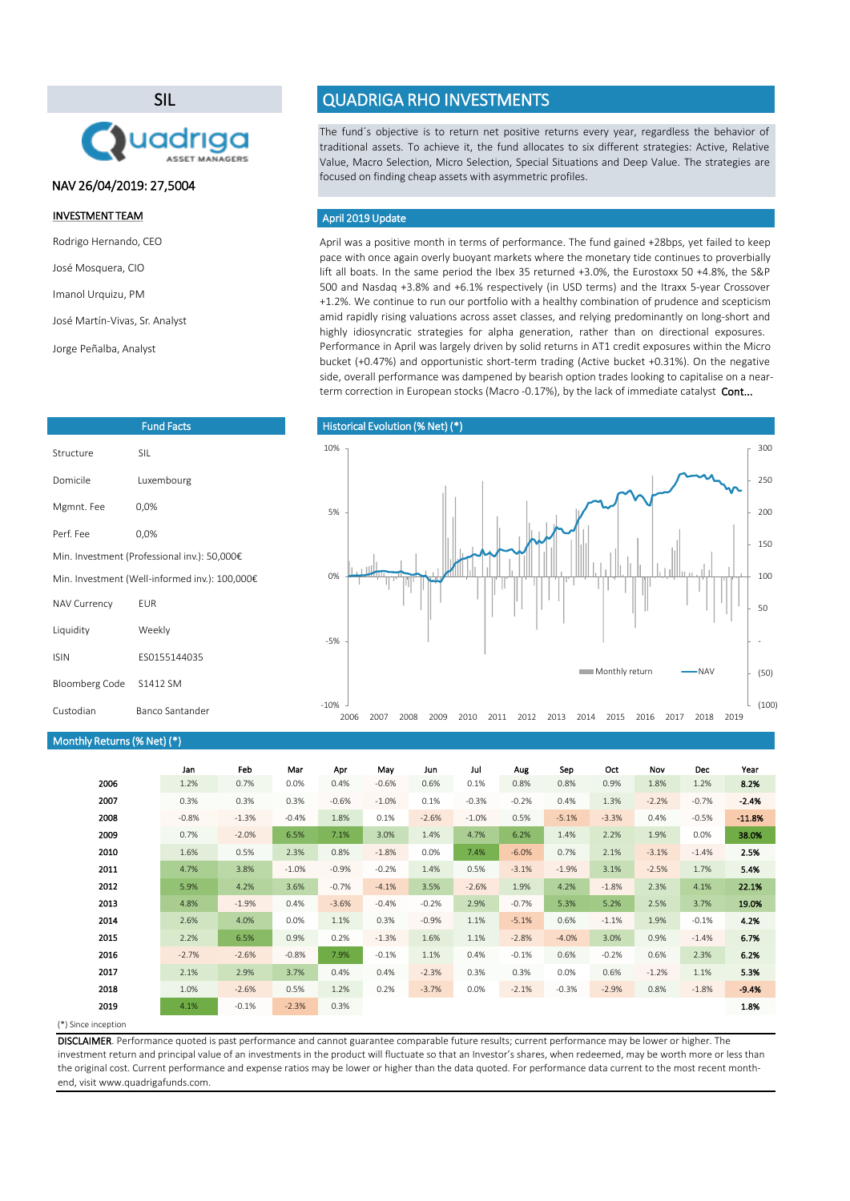# SIL

NAV 26/04/2019: 27,5004

**INVESTMENT TEAM**

Rodrigo Hernando, CEO

José Mosquera, CIO

Imanol Urquizu, PM

José Martín-Vivas, Sr. Analyst

Jorge Peñalba, Analyst

# QUADRIGA RHO INVESTMENTS

The fund´s objective is to return net positive returns every year, regardless the behavior of traditional assets. To achieve it, the fund allocates to six different strategies: Active, Relative Value, Macro Selection, Micro Selection, Special Situations and Deep Value. The strategies are focused on finding cheap assets with asymmetric profiles.

## April 2019 Update

April was a positive month in terms of performance. The fund gained +28bps, yet failed to keep pace with once again overly buoyant markets where the monetary tide continues to proverbially lift all boats. In the same period the Ibex 35 returned +3.0%, the Eurostoxx 50 +4.8%, the S&P 500 and Nasdaq +3.8% and +6.1% respectively (in USD terms) and the Itraxx 5-year Crossover +1.2%. We continue to run our portfolio with a healthy combination of prudence and scepticism amid rapidly rising valuations across asset classes, and relying predominantly on long-short and highly idiosyncratic strategies for alpha generation, rather than on directional exposures. Performance in April was largely driven by solid returns in AT1 credit exposures within the Micro bucket (+0.47%) and opportunistic short-term trading (Active bucket +0.31%). On the negative side, overall performance was dampened by bearish option trades looking to capitalise on a near-term correction in European stocks (Macro -0.17%), by the lack of immediate catalyst **Cont...**

## Fund Facts

| | |
|---|---|
| Structure | SIL |
| Domicile | Luxembourg |
| Mgmnt. Fee | 0,0% |
| Perf. Fee | 0,0% |
| Min. Investment (Professional inv.): 50,000€ | |
| Min. Investment (Well-informed inv.): 100,000€ | |
| NAV Currency | EUR |
| Liquidity | Weekly |
| ISIN | ES0155144035 |
| Bloomberg Code | S1412 SM |
| Custodian | Banco Santander |

## Historical Evolution (% Net) (*)

## Monthly Returns (% Net) (*)

| | Jan | Feb | Mar | Apr | May | Jun | Jul | Aug | Sep | Oct | Nov | Dec | Year |
|---|---|---|---|---|---|---|---|---|---|---|---|---|---|
| **2006** | 1.2% | 0.7% | 0.0% | 0.4% | -0.6% | 0.6% | 0.1% | 0.8% | 0.8% | 0.9% | 1.8% | 1.2% | **8.2%** |
| **2007** | 0.3% | 0.3% | 0.3% | -0.6% | -1.0% | 0.1% | -0.3% | -0.2% | 0.4% | 1.3% | -2.2% | -0.7% | **-2.4%** |
| **2008** | -0.8% | -1.3% | -0.4% | 1.8% | 0.1% | -2.6% | -1.0% | 0.5% | -5.1% | -3.3% | 0.4% | -0.5% | **-11.8%** |
| **2009** | 0.7% | -2.0% | 6.5% | 7.1% | 3.0% | 1.4% | 4.7% | 6.2% | 1.4% | 2.2% | 1.9% | 0.0% | **38.0%** |
| **2010** | 1.6% | 0.5% | 2.3% | 0.8% | -1.8% | 0.0% | 7.4% | -6.0% | 0.7% | 2.1% | -3.1% | -1.4% | **2.5%** |
| **2011** | 4.7% | 3.8% | -1.0% | -0.9% | -0.2% | 1.4% | 0.5% | -3.1% | -1.9% | 3.1% | -2.5% | 1.7% | **5.4%** |
| **2012** | 5.9% | 4.2% | 3.6% | -0.7% | -4.1% | 3.5% | -2.6% | 1.9% | 4.2% | -1.8% | 2.3% | 4.1% | **22.1%** |
| **2013** | 4.8% | -1.9% | 0.4% | -3.6% | -0.4% | -0.2% | 2.9% | -0.7% | 5.3% | 5.2% | 2.5% | 3.7% | **19.0%** |
| **2014** | 2.6% | 4.0% | 0.0% | 1.1% | 0.3% | -0.9% | 1.1% | -5.1% | 0.6% | -1.1% | 1.9% | -0.1% | **4.2%** |
| **2015** | 2.2% | 6.5% | 0.9% | 0.2% | -1.3% | 1.6% | 1.1% | -2.8% | -4.0% | 3.0% | 0.9% | -1.4% | **6.7%** |
| **2016** | -2.7% | -2.6% | -0.8% | 7.9% | -0.1% | 1.1% | 0.4% | -0.1% | 0.6% | -0.2% | 0.6% | 2.3% | **6.2%** |
| **2017** | 2.1% | 2.9% | 3.7% | 0.4% | 0.4% | -2.3% | 0.3% | 0.3% | 0.0% | 0.6% | -1.2% | 1.1% | **5.3%** |
| **2018** | 1.0% | -2.6% | 0.5% | 1.2% | 0.2% | -3.7% | 0.0% | -2.1% | -0.3% | -2.9% | 0.8% | -1.8% | **-9.4%** |
| **2019** | 4.1% | -0.1% | -2.3% | 0.3% | | | | | | | | | **1.8%** |

(*) Since inception

**DISCLAIMER**. Performance quoted is past performance and cannot guarantee comparable future results; current performance may be lower or higher. The investment return and principal value of an investments in the product will fluctuate so that an Investor's shares, when redeemed, may be worth more or less than the original cost. Current performance and expense ratios may be lower or higher than the data quoted. For performance data current to the most recent month-end, visit www.quadrigafunds.com.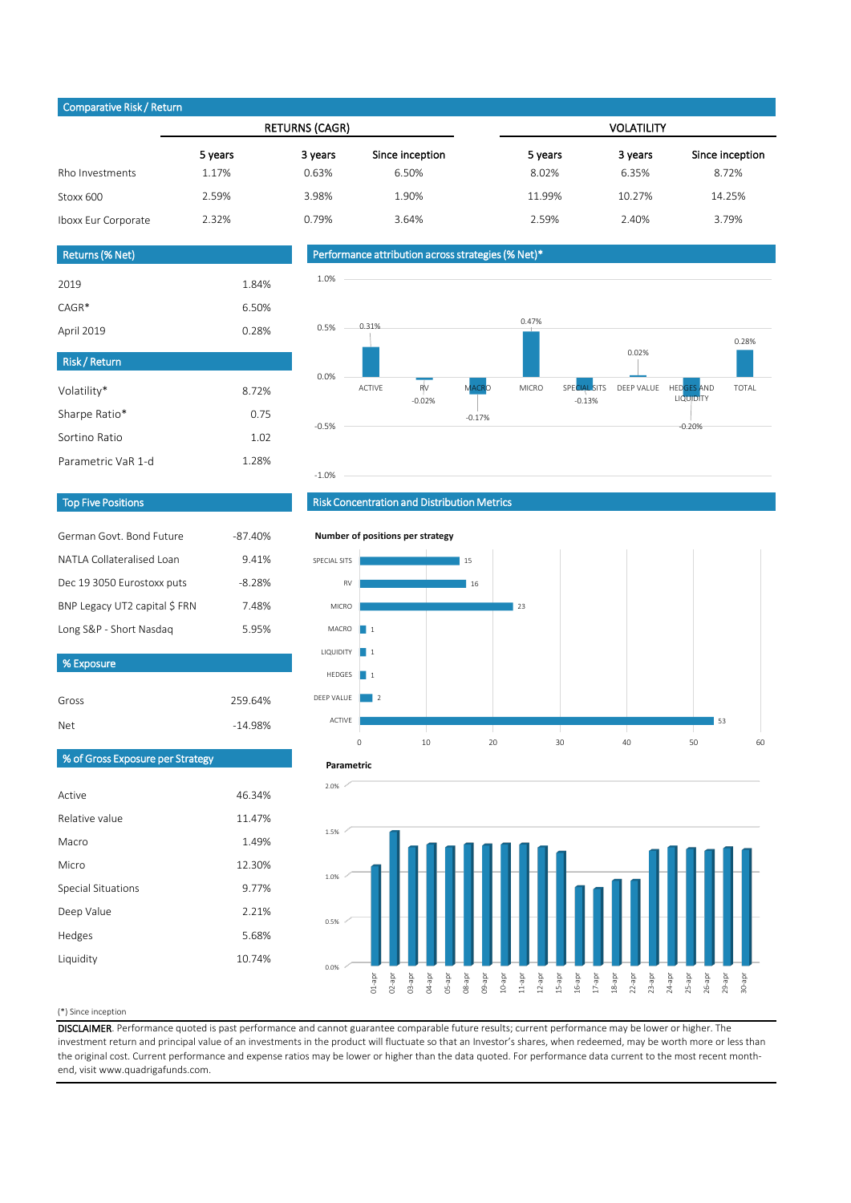## Comparative Risk / Return

| | RETURNS (CAGR) | | | VOLATILITY | | |
|---|---|---|---|---|---|---|
| | 5 years | 3 years | Since inception | 5 years | 3 years | Since inception |
| Rho Investments | 1.17% | 0.63% | 6.50% | 8.02% | 6.35% | 8.72% |
| Stoxx 600 | 2.59% | 3.98% | 1.90% | 11.99% | 10.27% | 14.25% |
| Iboxx Eur Corporate | 2.32% | 0.79% | 3.64% | 2.59% | 2.40% | 3.79% |

## Returns (% Net)

| | |
|---|---|
| 2019 | 1.84% |
| CAGR* | 6.50% |
| April 2019 | 0.28% |

## Risk / Return

| | |
|---|---|
| Volatility* | 8.72% |
| Sharpe Ratio* | 0.75 |
| Sortino Ratio | 1.02 |
| Parametric VaR 1-d | 1.28% |

## Performance attribution across strategies (% Net)*

| ACTIVE | RV | MACRO | MICRO | SPECIAL SITS | DEEP VALUE | HEDGES AND LIQUIDITY | TOTAL |
|---|---|---|---|---|---|---|---|
| 0.31% | -0.02% | -0.17% | 0.47% | -0.13% | 0.02% | -0.20% | 0.28% |

## Top Five Positions

| | |
|---|---|
| German Govt. Bond Future | -87.40% |
| NATLA Collateralised Loan | 9.41% |
| Dec 19 3050 Eurostoxx puts | -8.28% |
| BNP Legacy UT2 capital $ FRN | 7.48% |
| Long S&P - Short Nasdaq | 5.95% |

## % Exposure

| | |
|---|---|
| Gross | 259.64% |
| Net | -14.98% |

## % of Gross Exposure per Strategy

| | |
|---|---|
| Active | 46.34% |
| Relative value | 11.47% |
| Macro | 1.49% |
| Micro | 12.30% |
| Special Situations | 9.77% |
| Deep Value | 2.21% |
| Hedges | 5.68% |
| Liquidity | 10.74% |

## Risk Concentration and Distribution Metrics

**Number of positions per strategy**

| Strategy | Number of positions |
|---|---|
| SPECIAL SITS | 15 |
| RV | 16 |
| MICRO | 23 |
| MACRO | 1 |
| LIQUIDITY | 1 |
| HEDGES | 1 |
| DEEP VALUE | 2 |
| ACTIVE | 53 |

**Parametric**

(Daily parametric VaR, 01-apr to 30-apr; values range approximately 0.85%–1.5%)

(*) Since inception

**DISCLAIMER**. Performance quoted is past performance and cannot guarantee comparable future results; current performance may be lower or higher. The investment return and principal value of an investments in the product will fluctuate so that an Investor's shares, when redeemed, may be worth more or less than the original cost. Current performance and expense ratios may be lower or higher than the data quoted. For performance data current to the most recent month-end, visit www.quadrigafunds.com.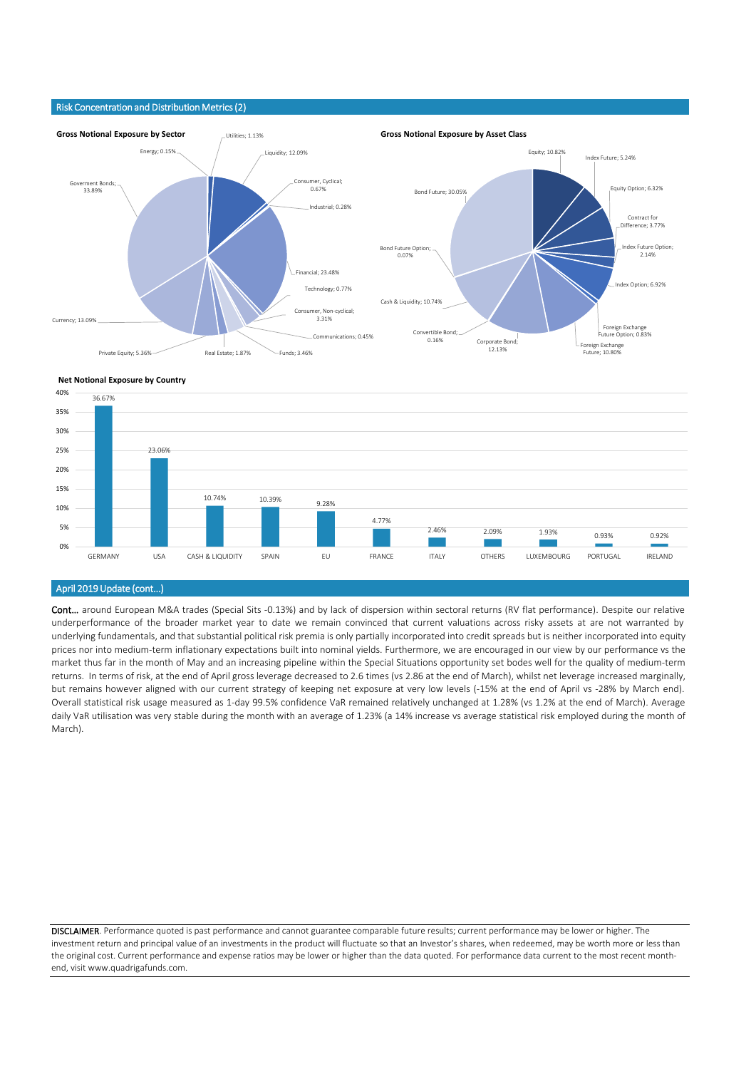## Risk Concentration and Distribution Metrics (2)

**Gross Notional Exposure by Sector**

Utilities; 1.13%
Energy; 0.15%
Liquidity; 12.09%
Goverment Bonds; 33.89%
Consumer, Cyclical; 0.67%
Industrial; 0.28%
Financial; 23.48%
Technology; 0.77%
Consumer, Non-cyclical; 3.31%
Currency; 13.09%
Communications; 0.45%
Private Equity; 5.36%
Real Estate; 1.87%
Funds; 3.46%

**Gross Notional Exposure by Asset Class**

Equity; 10.82%
Index Future; 5.24%
Equity Option; 6.32%
Bond Future; 30.05%
Contract for Difference; 3.77%
Index Future Option; 2.14%
Bond Future Option; 0.07%
Index Option; 6.92%
Cash & Liquidity; 10.74%
Foreign Exchange Future Option; 0.83%
Convertible Bond; 0.16%
Corporate Bond; 12.13%
Foreign Exchange Future; 10.80%

**Net Notional Exposure by Country**

40%
35%
30%
25%
20%
15%
10%
5%
0%

GERMANY 36.67%
USA 23.06%
CASH & LIQUIDITY 10.74%
SPAIN 10.39%
EU 9.28%
FRANCE 4.77%
ITALY 2.46%
OTHERS 2.09%
LUXEMBOURG 1.93%
PORTUGAL 0.93%
IRELAND 0.92%

## April 2019 Update (cont...)

Cont... around European M&A trades (Special Sits -0.13%) and by lack of dispersion within sectoral returns (RV flat performance). Despite our relative underperformance of the broader market year to date we remain convinced that current valuations across risky assets are not warranted by underlying fundamentals, and that substantial political risk premia is only partially incorporated into credit spreads but is neither incorporated into equity prices nor into medium-term inflationary expectations built into nominal yields. Furthermore, we are encouraged in our view by our performance vs the market thus far in the month of May and an increasing pipeline within the Special Situations opportunity set bodes well for the quality of medium-term returns. In terms of risk, at the end of April gross leverage decreased to 2.6 times (vs 2.86 at the end of March), whilst net leverage increased marginally, but remains however aligned with our current strategy of keeping net exposure at very low levels (-15% at the end of April vs -28% by March end). Overall statistical risk usage measured as 1-day 99.5% confidence VaR remained relatively unchanged at 1.28% (vs 1.2% at the end of March). Average daily VaR utilisation was very stable during the month with an average of 1.23% (a 14% increase vs average statistical risk employed during the month of March).

DISCLAIMER. Performance quoted is past performance and cannot guarantee comparable future results; current performance may be lower or higher. The investment return and principal value of an investments in the product will fluctuate so that an Investor's shares, when redeemed, may be worth more or less than the original cost. Current performance and expense ratios may be lower or higher than the data quoted. For performance data current to the most recent month-end, visit www.quadrigafunds.com.